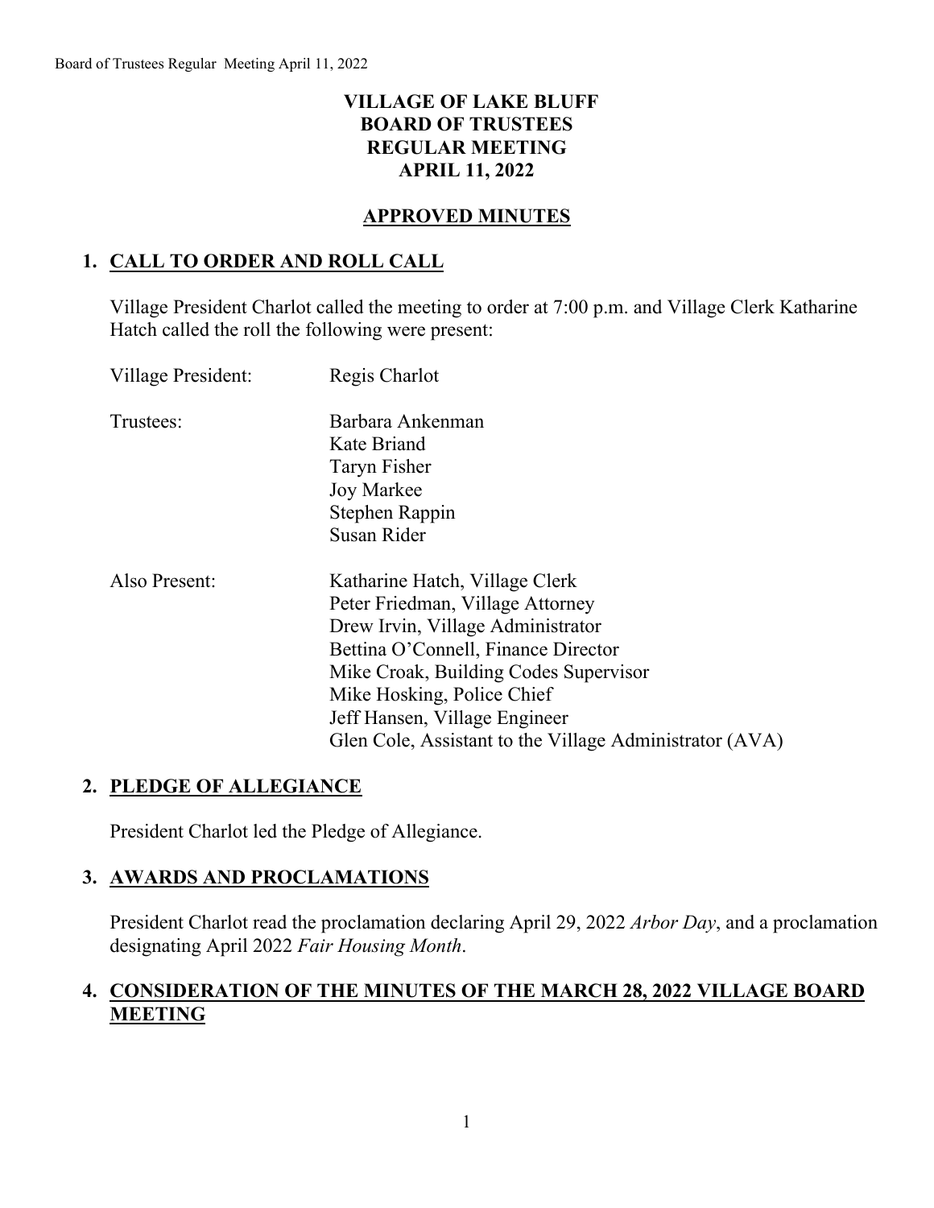# VILLAGE OF LAKE BLUFF
# BOARD OF TRUSTEES
# REGULAR MEETING
# APRIL 11, 2022

## APPROVED MINUTES

### 1. CALL TO ORDER AND ROLL CALL

Village President Charlot called the meeting to order at 7:00 p.m. and Village Clerk Katharine Hatch called the roll the following were present:

Village President: Regis Charlot

Trustees:
- Barbara Ankenman
- Kate Briand
- Taryn Fisher
- Joy Markee
- Stephen Rappin
- Susan Rider

Also Present:
- Katharine Hatch, Village Clerk
- Peter Friedman, Village Attorney
- Drew Irvin, Village Administrator
- Bettina O'Connell, Finance Director
- Mike Croak, Building Codes Supervisor
- Mike Hosking, Police Chief
- Jeff Hansen, Village Engineer
- Glen Cole, Assistant to the Village Administrator (AVA)

### 2. PLEDGE OF ALLEGIANCE

President Charlot led the Pledge of Allegiance.

### 3. AWARDS AND PROCLAMATIONS

President Charlot read the proclamation declaring April 29, 2022 *Arbor Day*, and a proclamation designating April 2022 *Fair Housing Month*.

### 4. CONSIDERATION OF THE MINUTES OF THE MARCH 28, 2022 VILLAGE BOARD MEETING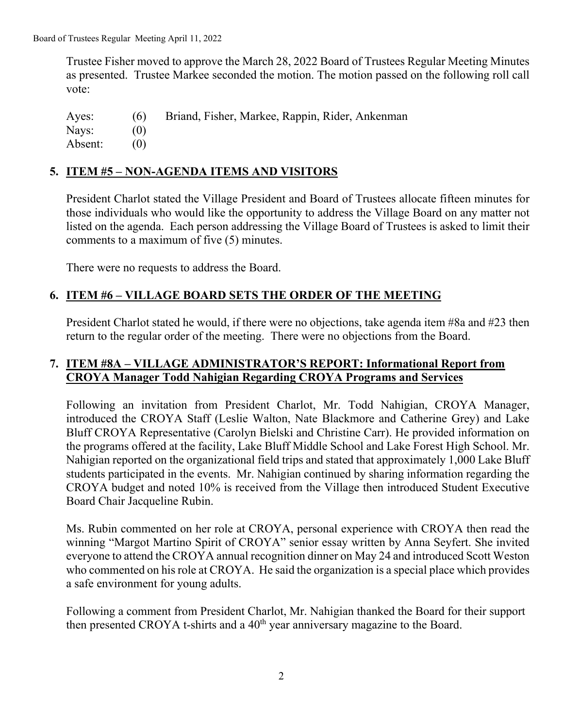Trustee Fisher moved to approve the March 28, 2022 Board of Trustees Regular Meeting Minutes as presented. Trustee Markee seconded the motion. The motion passed on the following roll call vote:

Ayes: (6) Briand, Fisher, Markee, Rappin, Rider, Ankenman
Nays: (0)
Absent: (0)

## 5. ITEM #5 – NON-AGENDA ITEMS AND VISITORS

President Charlot stated the Village President and Board of Trustees allocate fifteen minutes for those individuals who would like the opportunity to address the Village Board on any matter not listed on the agenda. Each person addressing the Village Board of Trustees is asked to limit their comments to a maximum of five (5) minutes.

There were no requests to address the Board.

## 6. ITEM #6 – VILLAGE BOARD SETS THE ORDER OF THE MEETING

President Charlot stated he would, if there were no objections, take agenda item #8a and #23 then return to the regular order of the meeting. There were no objections from the Board.

## 7. ITEM #8A – VILLAGE ADMINISTRATOR'S REPORT: Informational Report from CROYA Manager Todd Nahigian Regarding CROYA Programs and Services

Following an invitation from President Charlot, Mr. Todd Nahigian, CROYA Manager, introduced the CROYA Staff (Leslie Walton, Nate Blackmore and Catherine Grey) and Lake Bluff CROYA Representative (Carolyn Bielski and Christine Carr). He provided information on the programs offered at the facility, Lake Bluff Middle School and Lake Forest High School. Mr. Nahigian reported on the organizational field trips and stated that approximately 1,000 Lake Bluff students participated in the events. Mr. Nahigian continued by sharing information regarding the CROYA budget and noted 10% is received from the Village then introduced Student Executive Board Chair Jacqueline Rubin.

Ms. Rubin commented on her role at CROYA, personal experience with CROYA then read the winning "Margot Martino Spirit of CROYA" senior essay written by Anna Seyfert. She invited everyone to attend the CROYA annual recognition dinner on May 24 and introduced Scott Weston who commented on his role at CROYA. He said the organization is a special place which provides a safe environment for young adults.

Following a comment from President Charlot, Mr. Nahigian thanked the Board for their support then presented CROYA t-shirts and a 40th year anniversary magazine to the Board.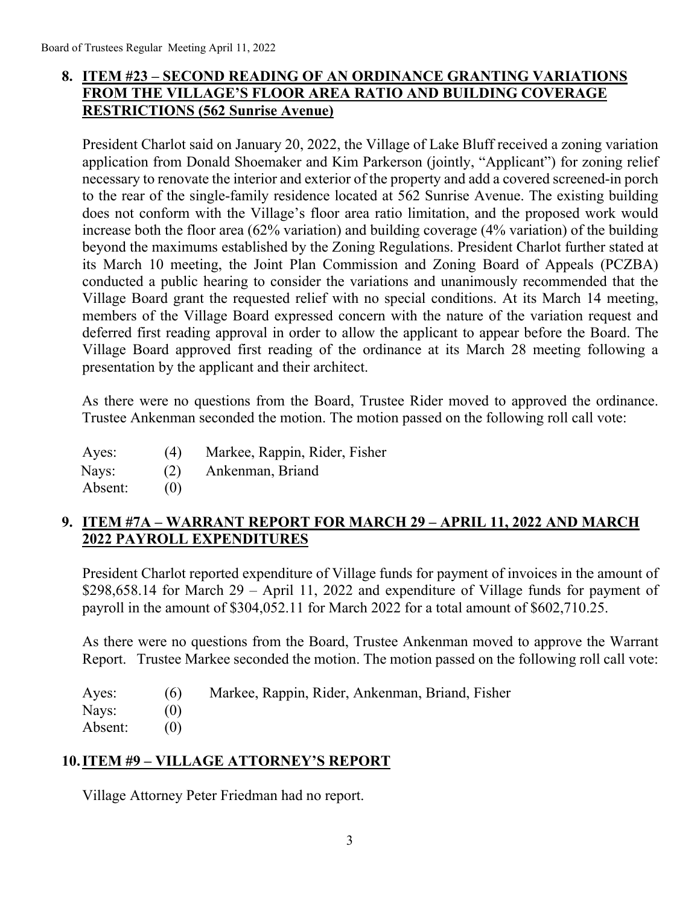## 8. ITEM #23 – SECOND READING OF AN ORDINANCE GRANTING VARIATIONS FROM THE VILLAGE'S FLOOR AREA RATIO AND BUILDING COVERAGE RESTRICTIONS (562 Sunrise Avenue)

President Charlot said on January 20, 2022, the Village of Lake Bluff received a zoning variation application from Donald Shoemaker and Kim Parkerson (jointly, "Applicant") for zoning relief necessary to renovate the interior and exterior of the property and add a covered screened-in porch to the rear of the single-family residence located at 562 Sunrise Avenue. The existing building does not conform with the Village's floor area ratio limitation, and the proposed work would increase both the floor area (62% variation) and building coverage (4% variation) of the building beyond the maximums established by the Zoning Regulations. President Charlot further stated at its March 10 meeting, the Joint Plan Commission and Zoning Board of Appeals (PCZBA) conducted a public hearing to consider the variations and unanimously recommended that the Village Board grant the requested relief with no special conditions. At its March 14 meeting, members of the Village Board expressed concern with the nature of the variation request and deferred first reading approval in order to allow the applicant to appear before the Board. The Village Board approved first reading of the ordinance at its March 28 meeting following a presentation by the applicant and their architect.

As there were no questions from the Board, Trustee Rider moved to approved the ordinance. Trustee Ankenman seconded the motion. The motion passed on the following roll call vote:

| | | |
|---|---|---|
| Ayes: | (4) | Markee, Rappin, Rider, Fisher |
| Nays: | (2) | Ankenman, Briand |
| Absent: | (0) | |

## 9. ITEM #7A – WARRANT REPORT FOR MARCH 29 – APRIL 11, 2022 AND MARCH 2022 PAYROLL EXPENDITURES

President Charlot reported expenditure of Village funds for payment of invoices in the amount of $298,658.14 for March 29 – April 11, 2022 and expenditure of Village funds for payment of payroll in the amount of $304,052.11 for March 2022 for a total amount of $602,710.25.

As there were no questions from the Board, Trustee Ankenman moved to approve the Warrant Report. Trustee Markee seconded the motion. The motion passed on the following roll call vote:

| | | |
|---|---|---|
| Ayes: | (6) | Markee, Rappin, Rider, Ankenman, Briand, Fisher |
| Nays: | (0) | |
| Absent: | (0) | |

## 10. ITEM #9 – VILLAGE ATTORNEY'S REPORT

Village Attorney Peter Friedman had no report.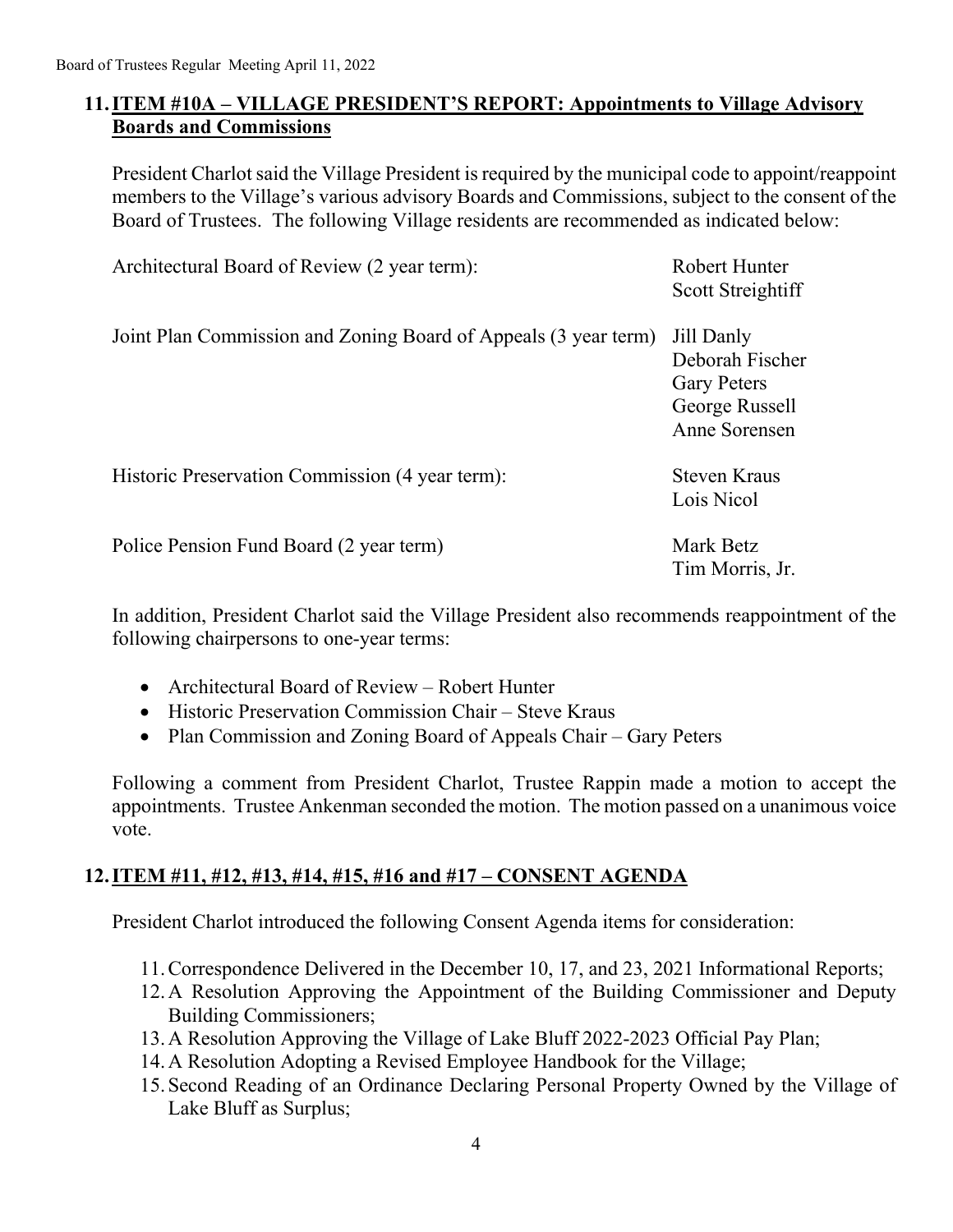## 11. ITEM #10A – VILLAGE PRESIDENT'S REPORT: Appointments to Village Advisory Boards and Commissions

President Charlot said the Village President is required by the municipal code to appoint/reappoint members to the Village's various advisory Boards and Commissions, subject to the consent of the Board of Trustees. The following Village residents are recommended as indicated below:

| | |
|---|---|
| Architectural Board of Review (2 year term): | Robert Hunter<br>Scott Streightiff |
| Joint Plan Commission and Zoning Board of Appeals (3 year term) | Jill Danly<br>Deborah Fischer<br>Gary Peters<br>George Russell<br>Anne Sorensen |
| Historic Preservation Commission (4 year term): | Steven Kraus<br>Lois Nicol |
| Police Pension Fund Board (2 year term) | Mark Betz<br>Tim Morris, Jr. |

In addition, President Charlot said the Village President also recommends reappointment of the following chairpersons to one-year terms:

- Architectural Board of Review – Robert Hunter
- Historic Preservation Commission Chair – Steve Kraus
- Plan Commission and Zoning Board of Appeals Chair – Gary Peters

Following a comment from President Charlot, Trustee Rappin made a motion to accept the appointments. Trustee Ankenman seconded the motion. The motion passed on a unanimous voice vote.

## 12. ITEM #11, #12, #13, #14, #15, #16 and #17 – CONSENT AGENDA

President Charlot introduced the following Consent Agenda items for consideration:

11. Correspondence Delivered in the December 10, 17, and 23, 2021 Informational Reports;
12. A Resolution Approving the Appointment of the Building Commissioner and Deputy Building Commissioners;
13. A Resolution Approving the Village of Lake Bluff 2022-2023 Official Pay Plan;
14. A Resolution Adopting a Revised Employee Handbook for the Village;
15. Second Reading of an Ordinance Declaring Personal Property Owned by the Village of Lake Bluff as Surplus;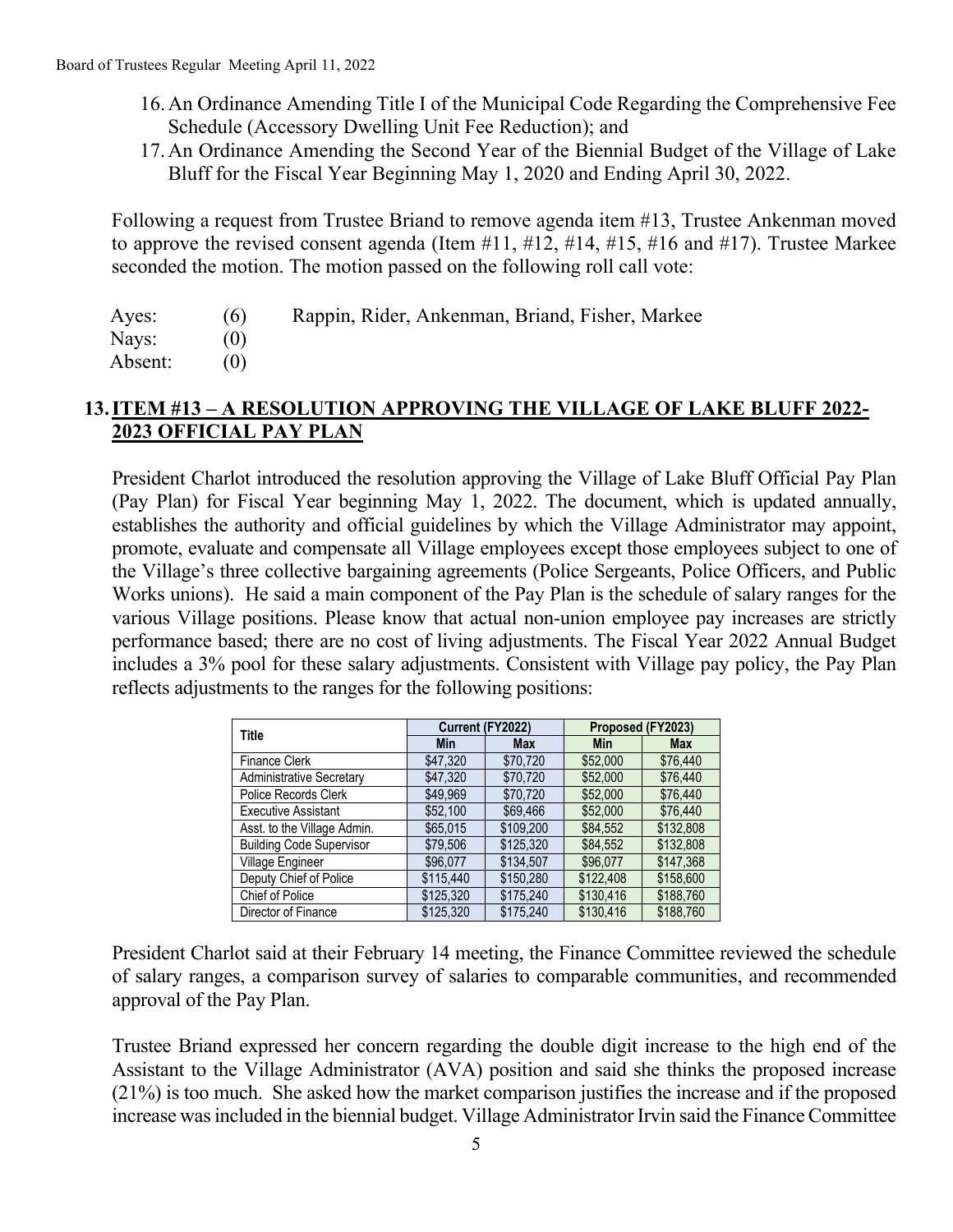16. An Ordinance Amending Title I of the Municipal Code Regarding the Comprehensive Fee Schedule (Accessory Dwelling Unit Fee Reduction); and
17. An Ordinance Amending the Second Year of the Biennial Budget of the Village of Lake Bluff for the Fiscal Year Beginning May 1, 2020 and Ending April 30, 2022.

Following a request from Trustee Briand to remove agenda item #13, Trustee Ankenman moved to approve the revised consent agenda (Item #11, #12, #14, #15, #16 and #17). Trustee Markee seconded the motion. The motion passed on the following roll call vote:

| | | |
|---|---|---|
| Ayes: | (6) | Rappin, Rider, Ankenman, Briand, Fisher, Markee |
| Nays: | (0) | |
| Absent: | (0) | |

## 13. ITEM #13 – A RESOLUTION APPROVING THE VILLAGE OF LAKE BLUFF 2022-2023 OFFICIAL PAY PLAN

President Charlot introduced the resolution approving the Village of Lake Bluff Official Pay Plan (Pay Plan) for Fiscal Year beginning May 1, 2022. The document, which is updated annually, establishes the authority and official guidelines by which the Village Administrator may appoint, promote, evaluate and compensate all Village employees except those employees subject to one of the Village's three collective bargaining agreements (Police Sergeants, Police Officers, and Public Works unions). He said a main component of the Pay Plan is the schedule of salary ranges for the various Village positions. Please know that actual non-union employee pay increases are strictly performance based; there are no cost of living adjustments. The Fiscal Year 2022 Annual Budget includes a 3% pool for these salary adjustments. Consistent with Village pay policy, the Pay Plan reflects adjustments to the ranges for the following positions:

| Title | Current (FY2022) | | Proposed (FY2023) | |
|---|---|---|---|---|
| | Min | Max | Min | Max |
| Finance Clerk | $47,320 | $70,720 | $52,000 | $76,440 |
| Administrative Secretary | $47,320 | $70,720 | $52,000 | $76,440 |
| Police Records Clerk | $49,969 | $70,720 | $52,000 | $76,440 |
| Executive Assistant | $52,100 | $69,466 | $52,000 | $76,440 |
| Asst. to the Village Admin. | $65,015 | $109,200 | $84,552 | $132,808 |
| Building Code Supervisor | $79,506 | $125,320 | $84,552 | $132,808 |
| Village Engineer | $96,077 | $134,507 | $96,077 | $147,368 |
| Deputy Chief of Police | $115,440 | $150,280 | $122,408 | $158,600 |
| Chief of Police | $125,320 | $175,240 | $130,416 | $188,760 |
| Director of Finance | $125,320 | $175,240 | $130,416 | $188,760 |

President Charlot said at their February 14 meeting, the Finance Committee reviewed the schedule of salary ranges, a comparison survey of salaries to comparable communities, and recommended approval of the Pay Plan.

Trustee Briand expressed her concern regarding the double digit increase to the high end of the Assistant to the Village Administrator (AVA) position and said she thinks the proposed increase (21%) is too much. She asked how the market comparison justifies the increase and if the proposed increase was included in the biennial budget. Village Administrator Irvin said the Finance Committee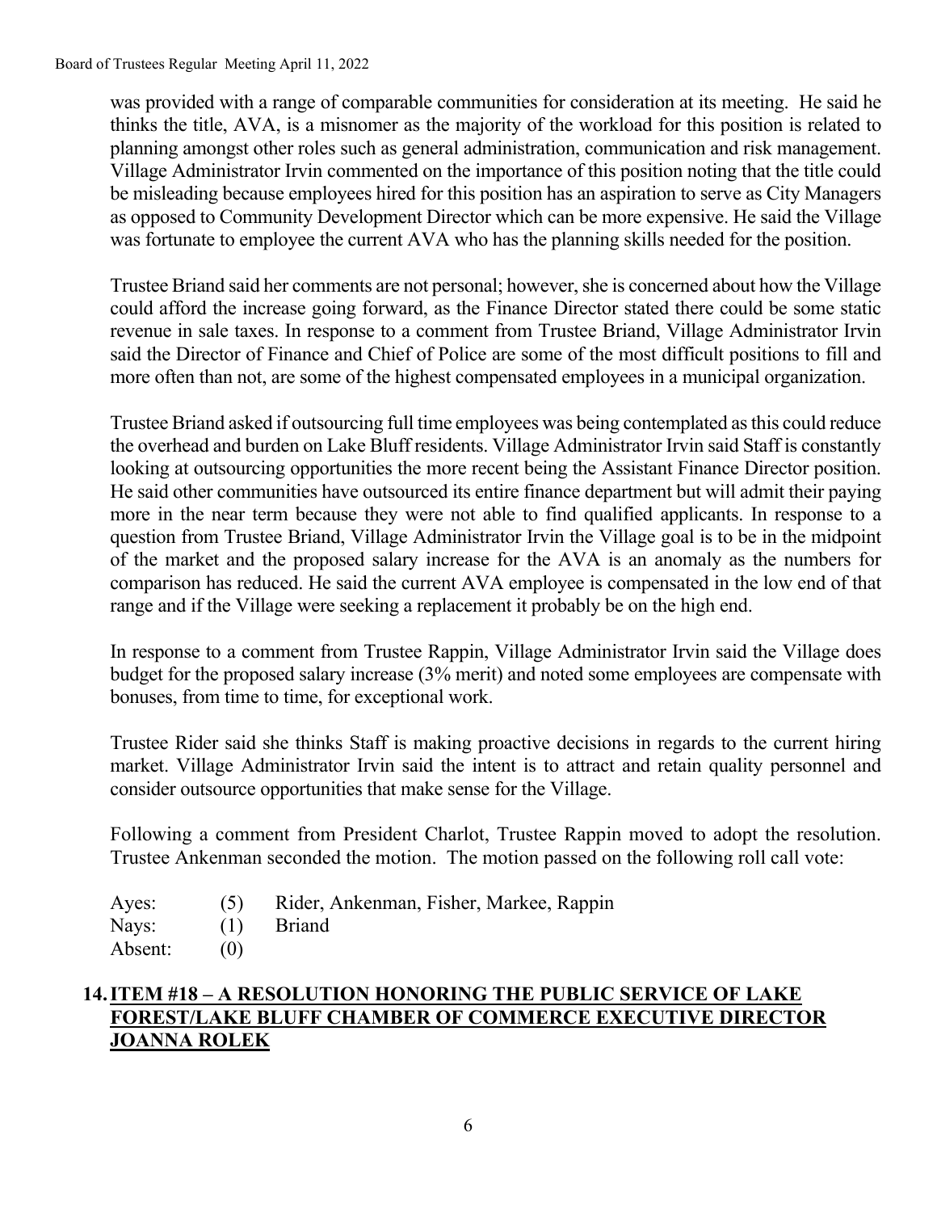was provided with a range of comparable communities for consideration at its meeting. He said he thinks the title, AVA, is a misnomer as the majority of the workload for this position is related to planning amongst other roles such as general administration, communication and risk management. Village Administrator Irvin commented on the importance of this position noting that the title could be misleading because employees hired for this position has an aspiration to serve as City Managers as opposed to Community Development Director which can be more expensive. He said the Village was fortunate to employee the current AVA who has the planning skills needed for the position.

Trustee Briand said her comments are not personal; however, she is concerned about how the Village could afford the increase going forward, as the Finance Director stated there could be some static revenue in sale taxes. In response to a comment from Trustee Briand, Village Administrator Irvin said the Director of Finance and Chief of Police are some of the most difficult positions to fill and more often than not, are some of the highest compensated employees in a municipal organization.

Trustee Briand asked if outsourcing full time employees was being contemplated as this could reduce the overhead and burden on Lake Bluff residents. Village Administrator Irvin said Staff is constantly looking at outsourcing opportunities the more recent being the Assistant Finance Director position. He said other communities have outsourced its entire finance department but will admit their paying more in the near term because they were not able to find qualified applicants. In response to a question from Trustee Briand, Village Administrator Irvin the Village goal is to be in the midpoint of the market and the proposed salary increase for the AVA is an anomaly as the numbers for comparison has reduced. He said the current AVA employee is compensated in the low end of that range and if the Village were seeking a replacement it probably be on the high end.

In response to a comment from Trustee Rappin, Village Administrator Irvin said the Village does budget for the proposed salary increase (3% merit) and noted some employees are compensate with bonuses, from time to time, for exceptional work.

Trustee Rider said she thinks Staff is making proactive decisions in regards to the current hiring market. Village Administrator Irvin said the intent is to attract and retain quality personnel and consider outsource opportunities that make sense for the Village.

Following a comment from President Charlot, Trustee Rappin moved to adopt the resolution. Trustee Ankenman seconded the motion. The motion passed on the following roll call vote:

Ayes: (5) Rider, Ankenman, Fisher, Markee, Rappin
Nays: (1) Briand
Absent: (0)

## 14. ITEM #18 – A RESOLUTION HONORING THE PUBLIC SERVICE OF LAKE FOREST/LAKE BLUFF CHAMBER OF COMMERCE EXECUTIVE DIRECTOR JOANNA ROLEK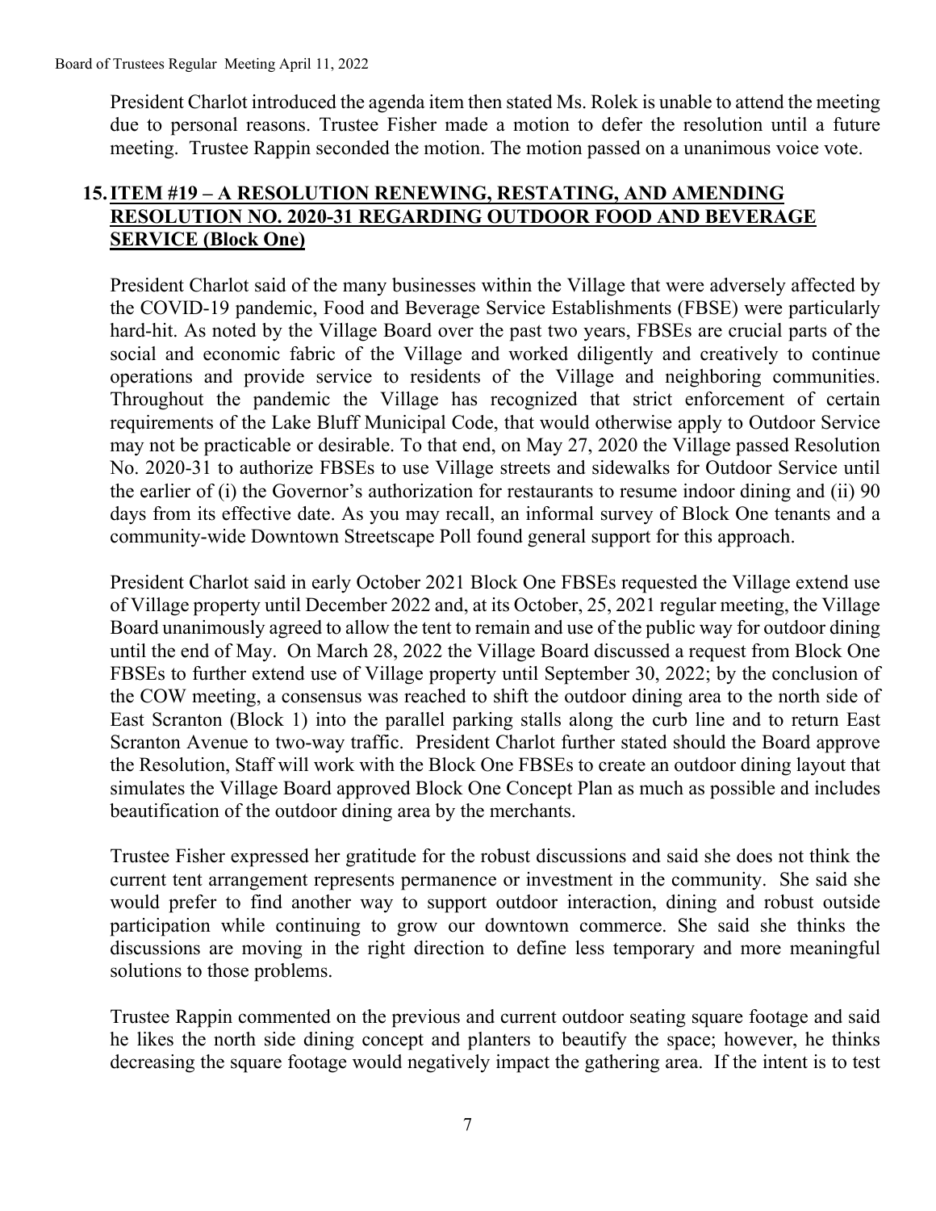President Charlot introduced the agenda item then stated Ms. Rolek is unable to attend the meeting due to personal reasons. Trustee Fisher made a motion to defer the resolution until a future meeting. Trustee Rappin seconded the motion. The motion passed on a unanimous voice vote.

## 15. ITEM #19 – A RESOLUTION RENEWING, RESTATING, AND AMENDING RESOLUTION NO. 2020-31 REGARDING OUTDOOR FOOD AND BEVERAGE SERVICE (Block One)

President Charlot said of the many businesses within the Village that were adversely affected by the COVID-19 pandemic, Food and Beverage Service Establishments (FBSE) were particularly hard-hit. As noted by the Village Board over the past two years, FBSEs are crucial parts of the social and economic fabric of the Village and worked diligently and creatively to continue operations and provide service to residents of the Village and neighboring communities. Throughout the pandemic the Village has recognized that strict enforcement of certain requirements of the Lake Bluff Municipal Code, that would otherwise apply to Outdoor Service may not be practicable or desirable. To that end, on May 27, 2020 the Village passed Resolution No. 2020-31 to authorize FBSEs to use Village streets and sidewalks for Outdoor Service until the earlier of (i) the Governor's authorization for restaurants to resume indoor dining and (ii) 90 days from its effective date. As you may recall, an informal survey of Block One tenants and a community-wide Downtown Streetscape Poll found general support for this approach.

President Charlot said in early October 2021 Block One FBSEs requested the Village extend use of Village property until December 2022 and, at its October, 25, 2021 regular meeting, the Village Board unanimously agreed to allow the tent to remain and use of the public way for outdoor dining until the end of May. On March 28, 2022 the Village Board discussed a request from Block One FBSEs to further extend use of Village property until September 30, 2022; by the conclusion of the COW meeting, a consensus was reached to shift the outdoor dining area to the north side of East Scranton (Block 1) into the parallel parking stalls along the curb line and to return East Scranton Avenue to two-way traffic. President Charlot further stated should the Board approve the Resolution, Staff will work with the Block One FBSEs to create an outdoor dining layout that simulates the Village Board approved Block One Concept Plan as much as possible and includes beautification of the outdoor dining area by the merchants.

Trustee Fisher expressed her gratitude for the robust discussions and said she does not think the current tent arrangement represents permanence or investment in the community. She said she would prefer to find another way to support outdoor interaction, dining and robust outside participation while continuing to grow our downtown commerce. She said she thinks the discussions are moving in the right direction to define less temporary and more meaningful solutions to those problems.

Trustee Rappin commented on the previous and current outdoor seating square footage and said he likes the north side dining concept and planters to beautify the space; however, he thinks decreasing the square footage would negatively impact the gathering area. If the intent is to test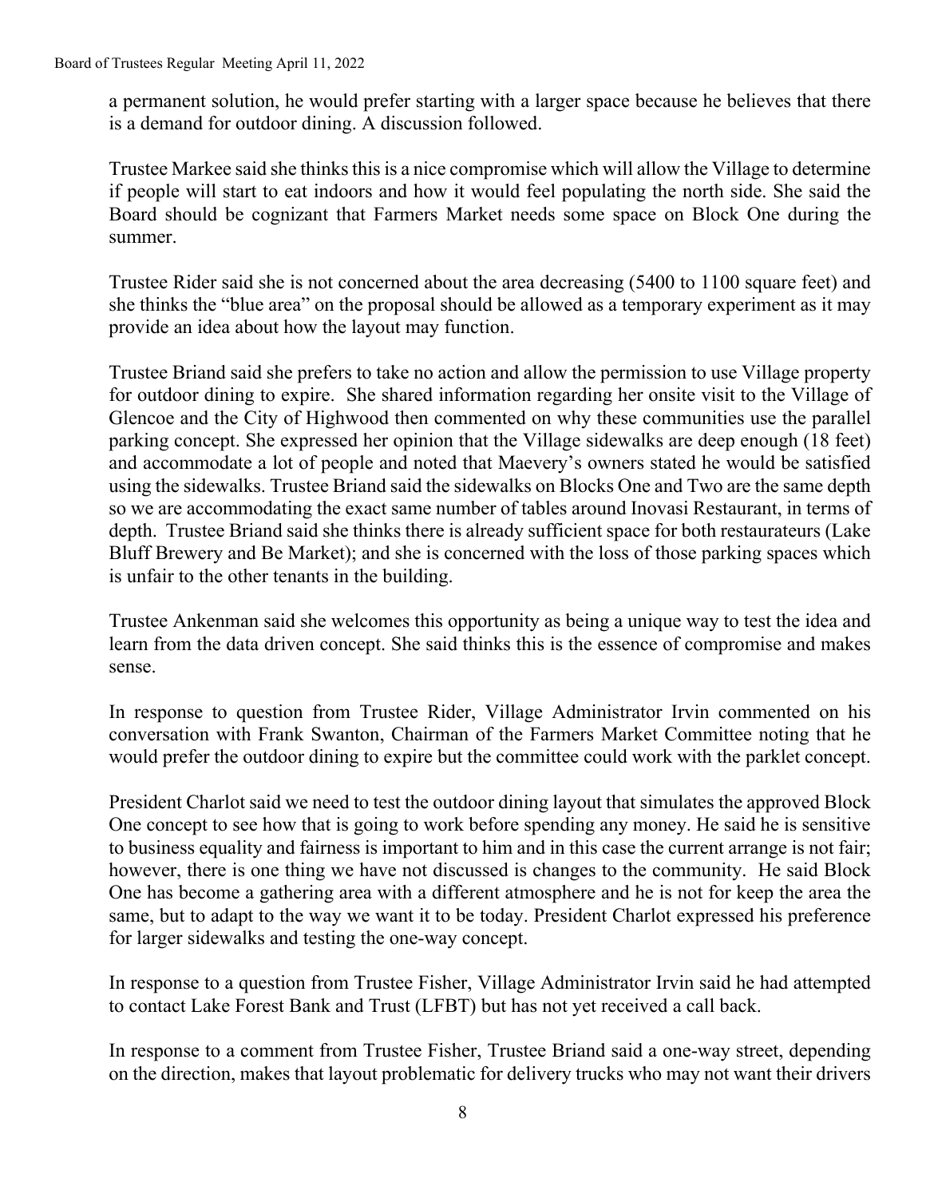a permanent solution, he would prefer starting with a larger space because he believes that there is a demand for outdoor dining. A discussion followed.

Trustee Markee said she thinks this is a nice compromise which will allow the Village to determine if people will start to eat indoors and how it would feel populating the north side. She said the Board should be cognizant that Farmers Market needs some space on Block One during the summer.

Trustee Rider said she is not concerned about the area decreasing (5400 to 1100 square feet) and she thinks the "blue area" on the proposal should be allowed as a temporary experiment as it may provide an idea about how the layout may function.

Trustee Briand said she prefers to take no action and allow the permission to use Village property for outdoor dining to expire. She shared information regarding her onsite visit to the Village of Glencoe and the City of Highwood then commented on why these communities use the parallel parking concept. She expressed her opinion that the Village sidewalks are deep enough (18 feet) and accommodate a lot of people and noted that Maevery's owners stated he would be satisfied using the sidewalks. Trustee Briand said the sidewalks on Blocks One and Two are the same depth so we are accommodating the exact same number of tables around Inovasi Restaurant, in terms of depth. Trustee Briand said she thinks there is already sufficient space for both restaurateurs (Lake Bluff Brewery and Be Market); and she is concerned with the loss of those parking spaces which is unfair to the other tenants in the building.

Trustee Ankenman said she welcomes this opportunity as being a unique way to test the idea and learn from the data driven concept. She said thinks this is the essence of compromise and makes sense.

In response to question from Trustee Rider, Village Administrator Irvin commented on his conversation with Frank Swanton, Chairman of the Farmers Market Committee noting that he would prefer the outdoor dining to expire but the committee could work with the parklet concept.

President Charlot said we need to test the outdoor dining layout that simulates the approved Block One concept to see how that is going to work before spending any money. He said he is sensitive to business equality and fairness is important to him and in this case the current arrange is not fair; however, there is one thing we have not discussed is changes to the community. He said Block One has become a gathering area with a different atmosphere and he is not for keep the area the same, but to adapt to the way we want it to be today. President Charlot expressed his preference for larger sidewalks and testing the one-way concept.

In response to a question from Trustee Fisher, Village Administrator Irvin said he had attempted to contact Lake Forest Bank and Trust (LFBT) but has not yet received a call back.

In response to a comment from Trustee Fisher, Trustee Briand said a one-way street, depending on the direction, makes that layout problematic for delivery trucks who may not want their drivers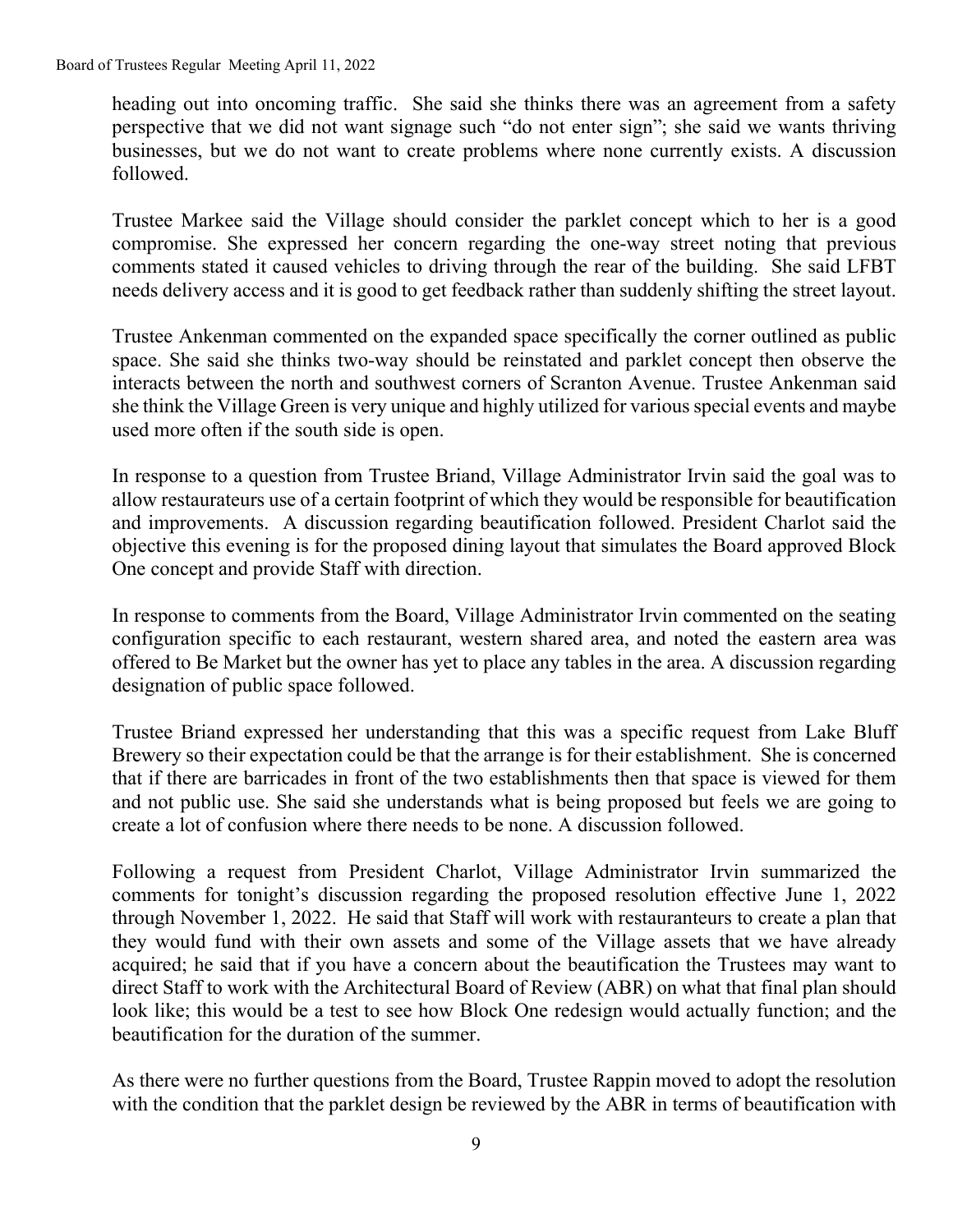heading out into oncoming traffic. She said she thinks there was an agreement from a safety perspective that we did not want signage such "do not enter sign"; she said we wants thriving businesses, but we do not want to create problems where none currently exists. A discussion followed.

Trustee Markee said the Village should consider the parklet concept which to her is a good compromise. She expressed her concern regarding the one-way street noting that previous comments stated it caused vehicles to driving through the rear of the building. She said LFBT needs delivery access and it is good to get feedback rather than suddenly shifting the street layout.

Trustee Ankenman commented on the expanded space specifically the corner outlined as public space. She said she thinks two-way should be reinstated and parklet concept then observe the interacts between the north and southwest corners of Scranton Avenue. Trustee Ankenman said she think the Village Green is very unique and highly utilized for various special events and maybe used more often if the south side is open.

In response to a question from Trustee Briand, Village Administrator Irvin said the goal was to allow restaurateurs use of a certain footprint of which they would be responsible for beautification and improvements. A discussion regarding beautification followed. President Charlot said the objective this evening is for the proposed dining layout that simulates the Board approved Block One concept and provide Staff with direction.

In response to comments from the Board, Village Administrator Irvin commented on the seating configuration specific to each restaurant, western shared area, and noted the eastern area was offered to Be Market but the owner has yet to place any tables in the area. A discussion regarding designation of public space followed.

Trustee Briand expressed her understanding that this was a specific request from Lake Bluff Brewery so their expectation could be that the arrange is for their establishment. She is concerned that if there are barricades in front of the two establishments then that space is viewed for them and not public use. She said she understands what is being proposed but feels we are going to create a lot of confusion where there needs to be none. A discussion followed.

Following a request from President Charlot, Village Administrator Irvin summarized the comments for tonight's discussion regarding the proposed resolution effective June 1, 2022 through November 1, 2022. He said that Staff will work with restauranteurs to create a plan that they would fund with their own assets and some of the Village assets that we have already acquired; he said that if you have a concern about the beautification the Trustees may want to direct Staff to work with the Architectural Board of Review (ABR) on what that final plan should look like; this would be a test to see how Block One redesign would actually function; and the beautification for the duration of the summer.

As there were no further questions from the Board, Trustee Rappin moved to adopt the resolution with the condition that the parklet design be reviewed by the ABR in terms of beautification with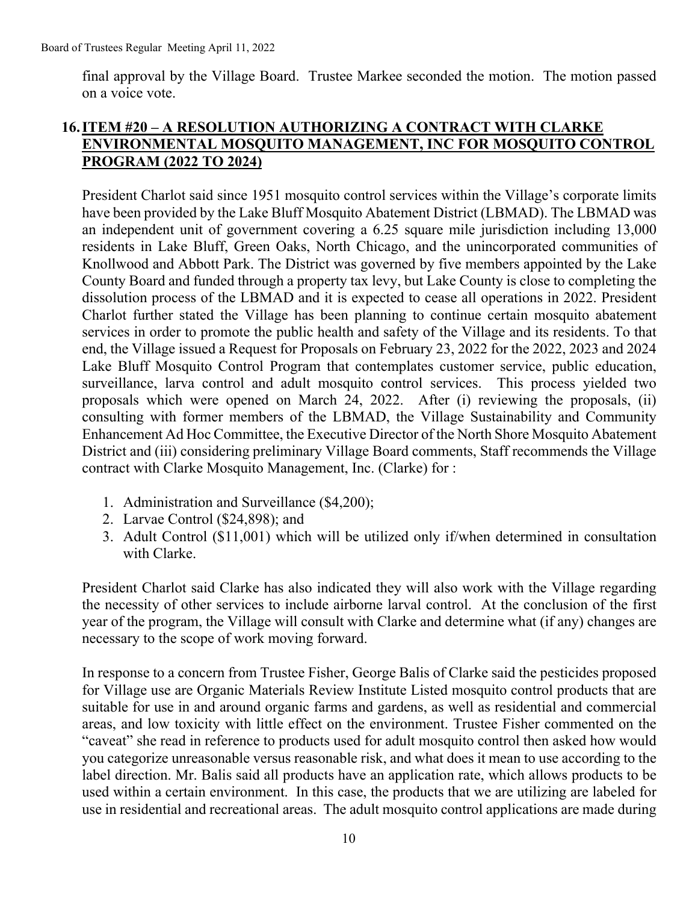final approval by the Village Board. Trustee Markee seconded the motion. The motion passed on a voice vote.

## 16. ITEM #20 – A RESOLUTION AUTHORIZING A CONTRACT WITH CLARKE ENVIRONMENTAL MOSQUITO MANAGEMENT, INC FOR MOSQUITO CONTROL PROGRAM (2022 TO 2024)

President Charlot said since 1951 mosquito control services within the Village's corporate limits have been provided by the Lake Bluff Mosquito Abatement District (LBMAD). The LBMAD was an independent unit of government covering a 6.25 square mile jurisdiction including 13,000 residents in Lake Bluff, Green Oaks, North Chicago, and the unincorporated communities of Knollwood and Abbott Park. The District was governed by five members appointed by the Lake County Board and funded through a property tax levy, but Lake County is close to completing the dissolution process of the LBMAD and it is expected to cease all operations in 2022. President Charlot further stated the Village has been planning to continue certain mosquito abatement services in order to promote the public health and safety of the Village and its residents. To that end, the Village issued a Request for Proposals on February 23, 2022 for the 2022, 2023 and 2024 Lake Bluff Mosquito Control Program that contemplates customer service, public education, surveillance, larva control and adult mosquito control services. This process yielded two proposals which were opened on March 24, 2022. After (i) reviewing the proposals, (ii) consulting with former members of the LBMAD, the Village Sustainability and Community Enhancement Ad Hoc Committee, the Executive Director of the North Shore Mosquito Abatement District and (iii) considering preliminary Village Board comments, Staff recommends the Village contract with Clarke Mosquito Management, Inc. (Clarke) for :

1. Administration and Surveillance ($4,200);
2. Larvae Control ($24,898); and
3. Adult Control ($11,001) which will be utilized only if/when determined in consultation with Clarke.

President Charlot said Clarke has also indicated they will also work with the Village regarding the necessity of other services to include airborne larval control. At the conclusion of the first year of the program, the Village will consult with Clarke and determine what (if any) changes are necessary to the scope of work moving forward.

In response to a concern from Trustee Fisher, George Balis of Clarke said the pesticides proposed for Village use are Organic Materials Review Institute Listed mosquito control products that are suitable for use in and around organic farms and gardens, as well as residential and commercial areas, and low toxicity with little effect on the environment. Trustee Fisher commented on the "caveat" she read in reference to products used for adult mosquito control then asked how would you categorize unreasonable versus reasonable risk, and what does it mean to use according to the label direction. Mr. Balis said all products have an application rate, which allows products to be used within a certain environment. In this case, the products that we are utilizing are labeled for use in residential and recreational areas. The adult mosquito control applications are made during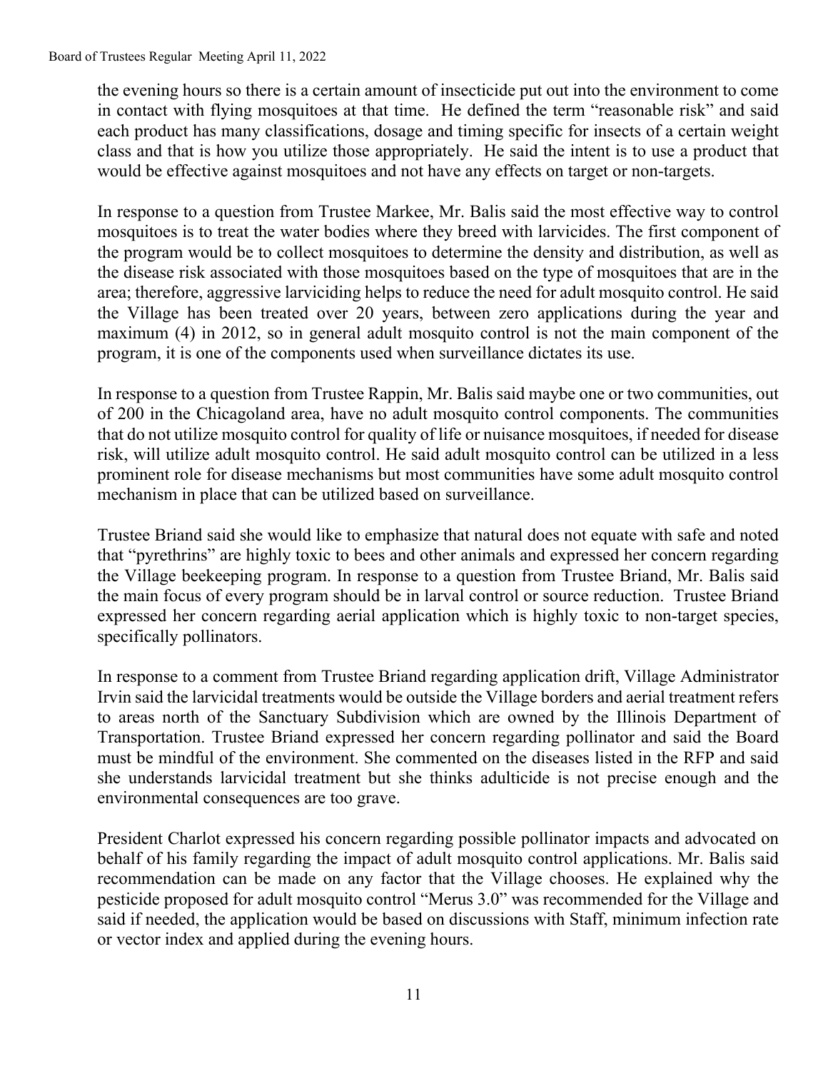the evening hours so there is a certain amount of insecticide put out into the environment to come in contact with flying mosquitoes at that time. He defined the term "reasonable risk" and said each product has many classifications, dosage and timing specific for insects of a certain weight class and that is how you utilize those appropriately. He said the intent is to use a product that would be effective against mosquitoes and not have any effects on target or non-targets.

In response to a question from Trustee Markee, Mr. Balis said the most effective way to control mosquitoes is to treat the water bodies where they breed with larvicides. The first component of the program would be to collect mosquitoes to determine the density and distribution, as well as the disease risk associated with those mosquitoes based on the type of mosquitoes that are in the area; therefore, aggressive larviciding helps to reduce the need for adult mosquito control. He said the Village has been treated over 20 years, between zero applications during the year and maximum (4) in 2012, so in general adult mosquito control is not the main component of the program, it is one of the components used when surveillance dictates its use.

In response to a question from Trustee Rappin, Mr. Balis said maybe one or two communities, out of 200 in the Chicagoland area, have no adult mosquito control components. The communities that do not utilize mosquito control for quality of life or nuisance mosquitoes, if needed for disease risk, will utilize adult mosquito control. He said adult mosquito control can be utilized in a less prominent role for disease mechanisms but most communities have some adult mosquito control mechanism in place that can be utilized based on surveillance.

Trustee Briand said she would like to emphasize that natural does not equate with safe and noted that "pyrethrins" are highly toxic to bees and other animals and expressed her concern regarding the Village beekeeping program. In response to a question from Trustee Briand, Mr. Balis said the main focus of every program should be in larval control or source reduction. Trustee Briand expressed her concern regarding aerial application which is highly toxic to non-target species, specifically pollinators.

In response to a comment from Trustee Briand regarding application drift, Village Administrator Irvin said the larvicidal treatments would be outside the Village borders and aerial treatment refers to areas north of the Sanctuary Subdivision which are owned by the Illinois Department of Transportation. Trustee Briand expressed her concern regarding pollinator and said the Board must be mindful of the environment. She commented on the diseases listed in the RFP and said she understands larvicidal treatment but she thinks adulticide is not precise enough and the environmental consequences are too grave.

President Charlot expressed his concern regarding possible pollinator impacts and advocated on behalf of his family regarding the impact of adult mosquito control applications. Mr. Balis said recommendation can be made on any factor that the Village chooses. He explained why the pesticide proposed for adult mosquito control "Merus 3.0" was recommended for the Village and said if needed, the application would be based on discussions with Staff, minimum infection rate or vector index and applied during the evening hours.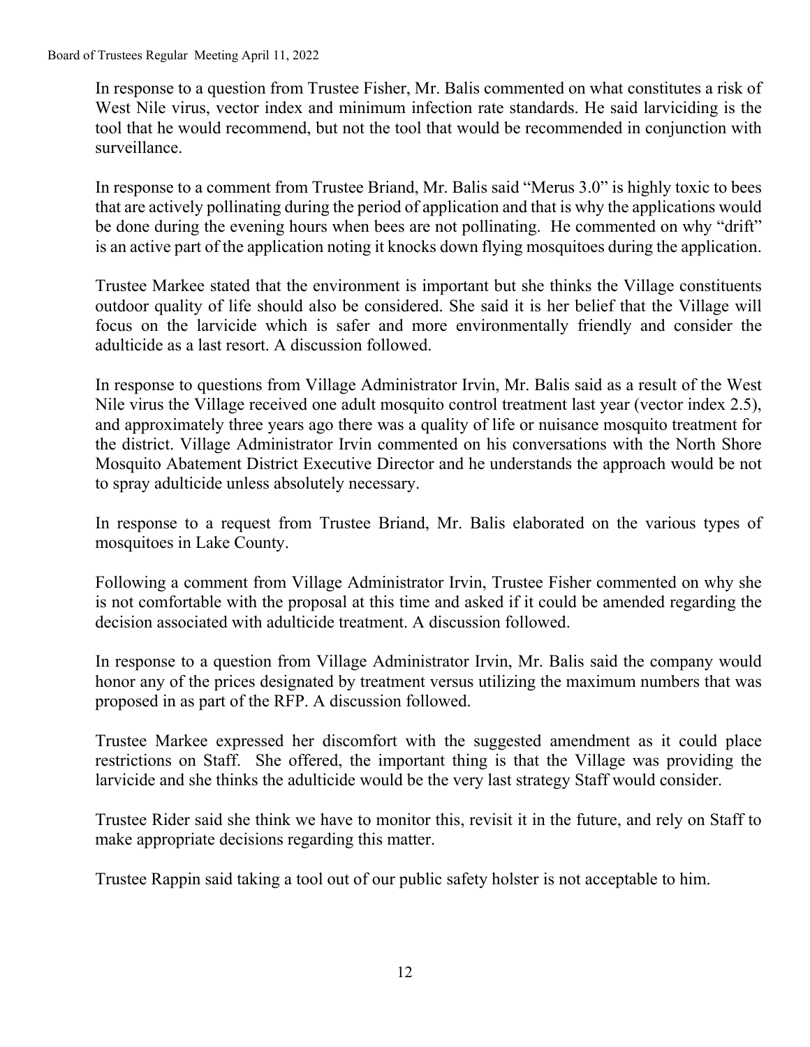In response to a question from Trustee Fisher, Mr. Balis commented on what constitutes a risk of West Nile virus, vector index and minimum infection rate standards. He said larviciding is the tool that he would recommend, but not the tool that would be recommended in conjunction with surveillance.

In response to a comment from Trustee Briand, Mr. Balis said "Merus 3.0" is highly toxic to bees that are actively pollinating during the period of application and that is why the applications would be done during the evening hours when bees are not pollinating. He commented on why "drift" is an active part of the application noting it knocks down flying mosquitoes during the application.

Trustee Markee stated that the environment is important but she thinks the Village constituents outdoor quality of life should also be considered. She said it is her belief that the Village will focus on the larvicide which is safer and more environmentally friendly and consider the adulticide as a last resort. A discussion followed.

In response to questions from Village Administrator Irvin, Mr. Balis said as a result of the West Nile virus the Village received one adult mosquito control treatment last year (vector index 2.5), and approximately three years ago there was a quality of life or nuisance mosquito treatment for the district. Village Administrator Irvin commented on his conversations with the North Shore Mosquito Abatement District Executive Director and he understands the approach would be not to spray adulticide unless absolutely necessary.

In response to a request from Trustee Briand, Mr. Balis elaborated on the various types of mosquitoes in Lake County.

Following a comment from Village Administrator Irvin, Trustee Fisher commented on why she is not comfortable with the proposal at this time and asked if it could be amended regarding the decision associated with adulticide treatment. A discussion followed.

In response to a question from Village Administrator Irvin, Mr. Balis said the company would honor any of the prices designated by treatment versus utilizing the maximum numbers that was proposed in as part of the RFP. A discussion followed.

Trustee Markee expressed her discomfort with the suggested amendment as it could place restrictions on Staff. She offered, the important thing is that the Village was providing the larvicide and she thinks the adulticide would be the very last strategy Staff would consider.

Trustee Rider said she think we have to monitor this, revisit it in the future, and rely on Staff to make appropriate decisions regarding this matter.

Trustee Rappin said taking a tool out of our public safety holster is not acceptable to him.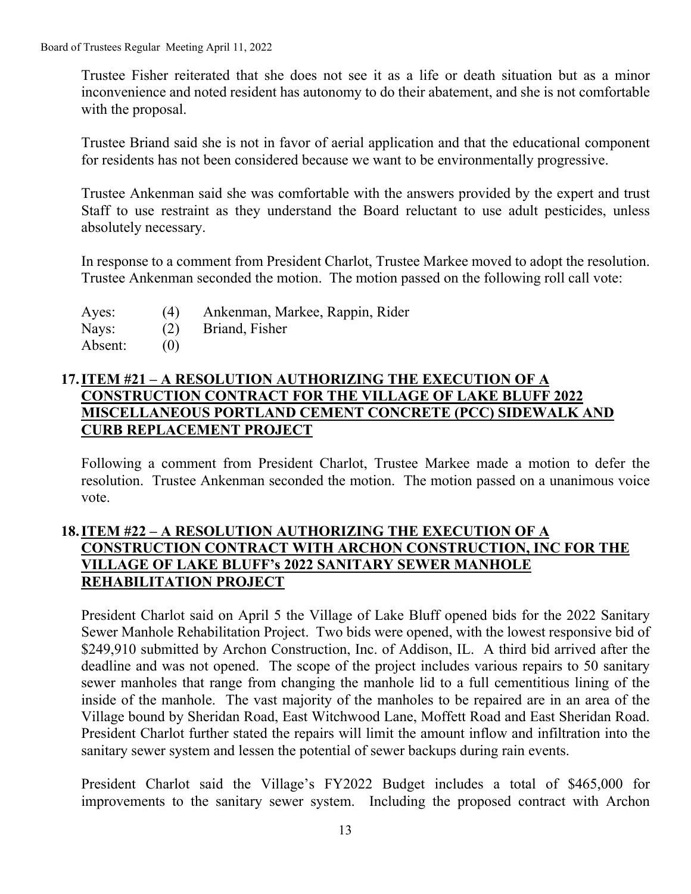Trustee Fisher reiterated that she does not see it as a life or death situation but as a minor inconvenience and noted resident has autonomy to do their abatement, and she is not comfortable with the proposal.

Trustee Briand said she is not in favor of aerial application and that the educational component for residents has not been considered because we want to be environmentally progressive.

Trustee Ankenman said she was comfortable with the answers provided by the expert and trust Staff to use restraint as they understand the Board reluctant to use adult pesticides, unless absolutely necessary.

In response to a comment from President Charlot, Trustee Markee moved to adopt the resolution. Trustee Ankenman seconded the motion. The motion passed on the following roll call vote:

| | | |
|---|---|---|
| Ayes: | (4) | Ankenman, Markee, Rappin, Rider |
| Nays: | (2) | Briand, Fisher |
| Absent: | (0) | |

## 17. ITEM #21 – A RESOLUTION AUTHORIZING THE EXECUTION OF A CONSTRUCTION CONTRACT FOR THE VILLAGE OF LAKE BLUFF 2022 MISCELLANEOUS PORTLAND CEMENT CONCRETE (PCC) SIDEWALK AND CURB REPLACEMENT PROJECT

Following a comment from President Charlot, Trustee Markee made a motion to defer the resolution. Trustee Ankenman seconded the motion. The motion passed on a unanimous voice vote.

## 18. ITEM #22 – A RESOLUTION AUTHORIZING THE EXECUTION OF A CONSTRUCTION CONTRACT WITH ARCHON CONSTRUCTION, INC FOR THE VILLAGE OF LAKE BLUFF's 2022 SANITARY SEWER MANHOLE REHABILITATION PROJECT

President Charlot said on April 5 the Village of Lake Bluff opened bids for the 2022 Sanitary Sewer Manhole Rehabilitation Project. Two bids were opened, with the lowest responsive bid of $249,910 submitted by Archon Construction, Inc. of Addison, IL. A third bid arrived after the deadline and was not opened. The scope of the project includes various repairs to 50 sanitary sewer manholes that range from changing the manhole lid to a full cementitious lining of the inside of the manhole. The vast majority of the manholes to be repaired are in an area of the Village bound by Sheridan Road, East Witchwood Lane, Moffett Road and East Sheridan Road. President Charlot further stated the repairs will limit the amount inflow and infiltration into the sanitary sewer system and lessen the potential of sewer backups during rain events.

President Charlot said the Village's FY2022 Budget includes a total of $465,000 for improvements to the sanitary sewer system. Including the proposed contract with Archon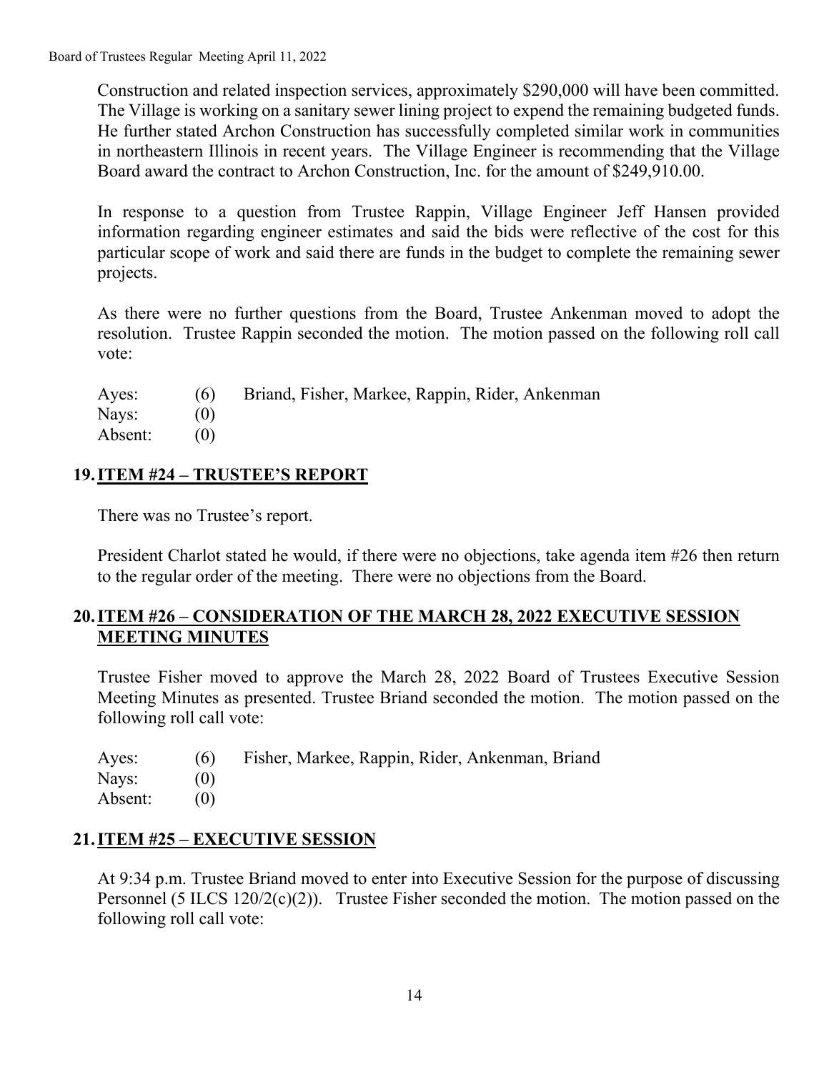Construction and related inspection services, approximately $290,000 will have been committed. The Village is working on a sanitary sewer lining project to expend the remaining budgeted funds. He further stated Archon Construction has successfully completed similar work in communities in northeastern Illinois in recent years. The Village Engineer is recommending that the Village Board award the contract to Archon Construction, Inc. for the amount of $249,910.00.

In response to a question from Trustee Rappin, Village Engineer Jeff Hansen provided information regarding engineer estimates and said the bids were reflective of the cost for this particular scope of work and said there are funds in the budget to complete the remaining sewer projects.

As there were no further questions from the Board, Trustee Ankenman moved to adopt the resolution. Trustee Rappin seconded the motion. The motion passed on the following roll call vote:

Ayes: (6) Briand, Fisher, Markee, Rappin, Rider, Ankenman
Nays: (0)
Absent: (0)

## 19. ITEM #24 – TRUSTEE'S REPORT

There was no Trustee's report.

President Charlot stated he would, if there were no objections, take agenda item #26 then return to the regular order of the meeting. There were no objections from the Board.

## 20. ITEM #26 – CONSIDERATION OF THE MARCH 28, 2022 EXECUTIVE SESSION MEETING MINUTES

Trustee Fisher moved to approve the March 28, 2022 Board of Trustees Executive Session Meeting Minutes as presented. Trustee Briand seconded the motion. The motion passed on the following roll call vote:

Ayes: (6) Fisher, Markee, Rappin, Rider, Ankenman, Briand
Nays: (0)
Absent: (0)

## 21. ITEM #25 – EXECUTIVE SESSION

At 9:34 p.m. Trustee Briand moved to enter into Executive Session for the purpose of discussing Personnel (5 ILCS 120/2(c)(2)). Trustee Fisher seconded the motion. The motion passed on the following roll call vote: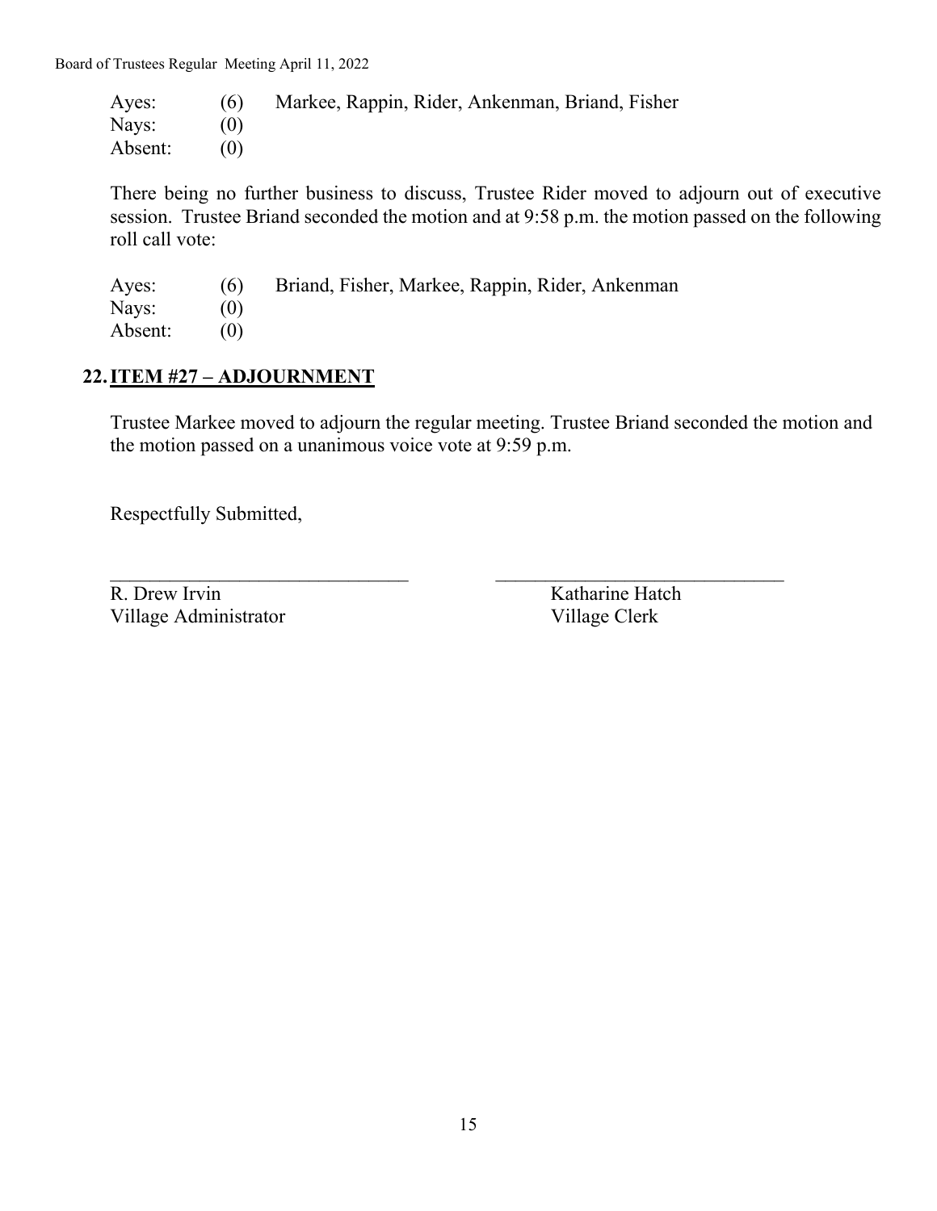| | | |
|---|---|---|
| Ayes: | (6) | Markee, Rappin, Rider, Ankenman, Briand, Fisher |
| Nays: | (0) | |
| Absent: | (0) | |

There being no further business to discuss, Trustee Rider moved to adjourn out of executive session. Trustee Briand seconded the motion and at 9:58 p.m. the motion passed on the following roll call vote:

| | | |
|---|---|---|
| Ayes: | (6) | Briand, Fisher, Markee, Rappin, Rider, Ankenman |
| Nays: | (0) | |
| Absent: | (0) | |

## 22. ITEM #27 – ADJOURNMENT

Trustee Markee moved to adjourn the regular meeting. Trustee Briand seconded the motion and the motion passed on a unanimous voice vote at 9:59 p.m.

Respectfully Submitted,

_______________________________
R. Drew Irvin
Village Administrator

_______________________________
Katharine Hatch
Village Clerk